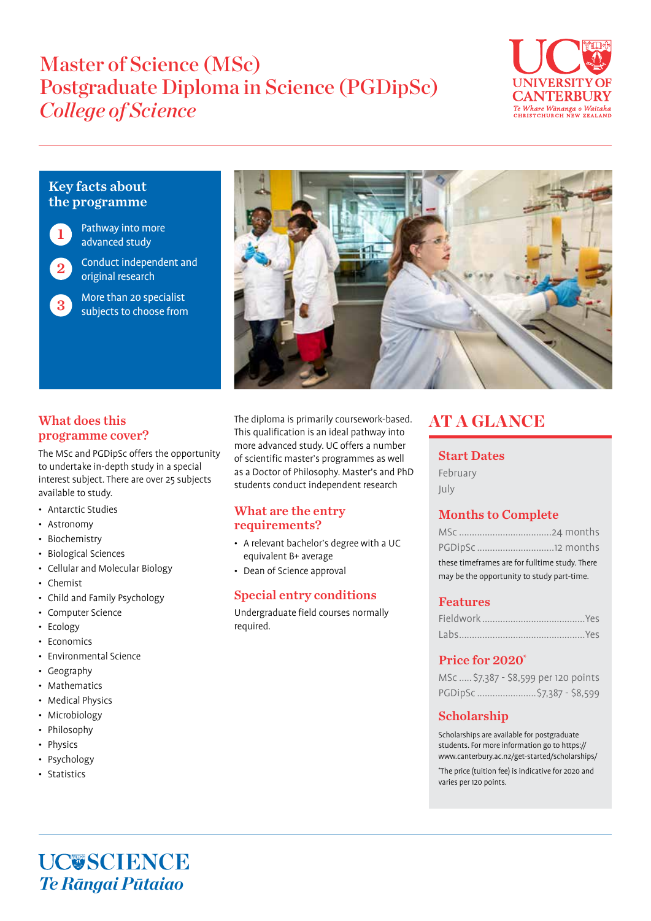# Master of Science (MSc)
# Postgraduate Diploma in Science (PGDipSc)
## *College of Science*

UC UNIVERSITY OF CANTERBURY
*Te Whare Wānanga o Waitaha*
CHRISTCHURCH NEW ZEALAND

## Key facts about the programme

1. Pathway into more advanced study
2. Conduct independent and original research
3. More than 20 specialist subjects to choose from

## What does this programme cover?

The MSc and PGDipSc offers the opportunity to undertake in-depth study in a special interest subject. There are over 25 subjects available to study.

- Antarctic Studies
- Astronomy
- Biochemistry
- Biological Sciences
- Cellular and Molecular Biology
- Chemist
- Child and Family Psychology
- Computer Science
- Ecology
- Economics
- Environmental Science
- Geography
- Mathematics
- Medical Physics
- Microbiology
- Philosophy
- Physics
- Psychology
- Statistics

The diploma is primarily coursework-based. This qualification is an ideal pathway into more advanced study. UC offers a number of scientific master's programmes as well as a Doctor of Philosophy. Master's and PhD students conduct independent research

## What are the entry requirements?

- A relevant bachelor's degree with a UC equivalent B+ average
- Dean of Science approval

## Special entry conditions

Undergraduate field courses normally required.

## AT A GLANCE

### Start Dates

February

July

### Months to Complete

MSc ....................................24 months

PGDipSc ..............................12 months

these timeframes are for fulltime study. There may be the opportunity to study part-time.

### Features

Fieldwork ........................................Yes

Labs.................................................Yes

### Price for 2020*

MSc ..... $7,387 - $8,599 per 120 points

PGDipSc .......................$7,387 - $8,599

### Scholarship

Scholarships are available for postgraduate students. For more information go to https://www.canterbury.ac.nz/get-started/scholarships/

*The price (tuition fee) is indicative for 2020 and varies per 120 points.

UC SCIENCE
*Te Rāngai Pūtaiao*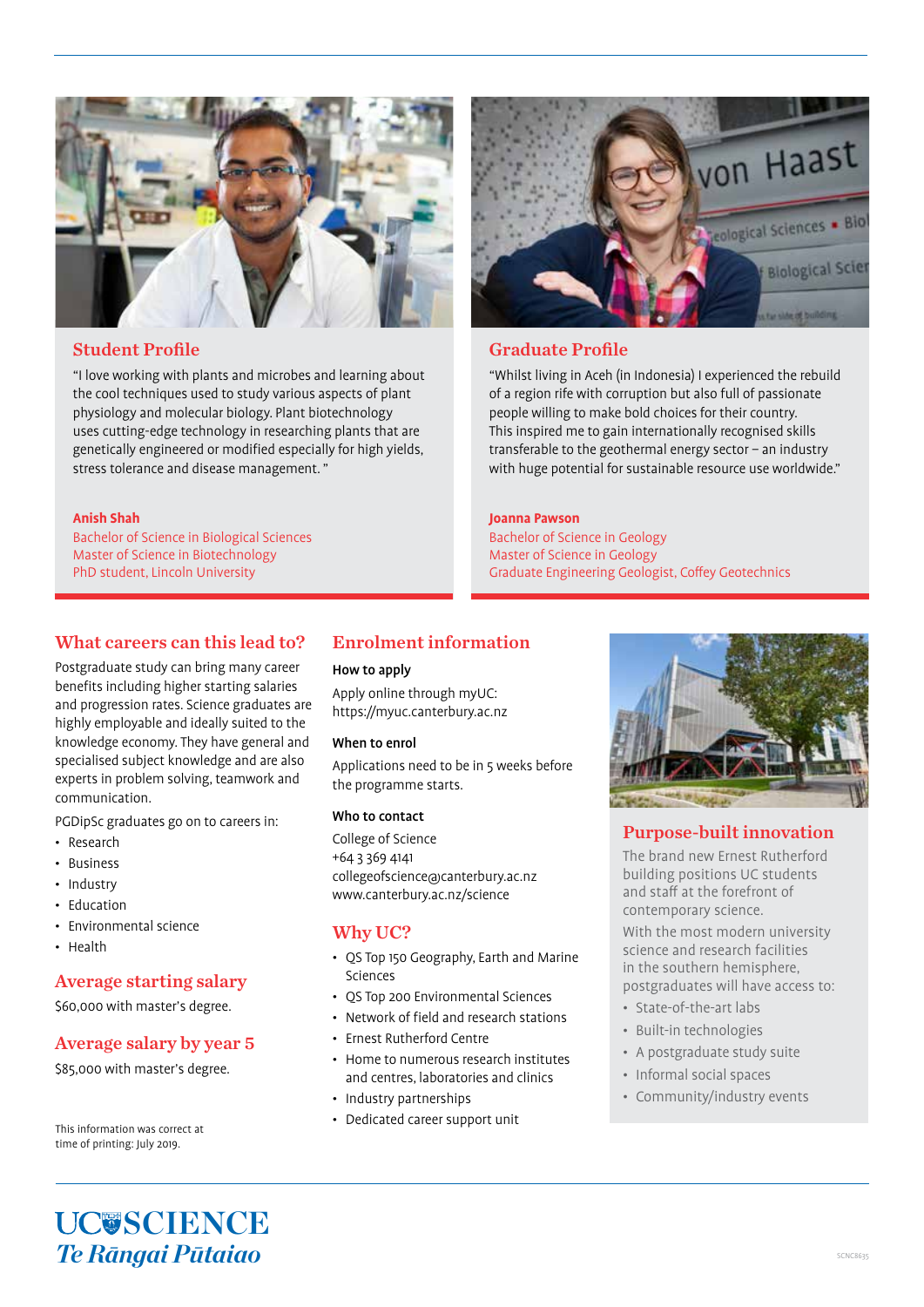## Student Profile

"I love working with plants and microbes and learning about the cool techniques used to study various aspects of plant physiology and molecular biology. Plant biotechnology uses cutting-edge technology in researching plants that are genetically engineered or modified especially for high yields, stress tolerance and disease management. "

**Anish Shah**
Bachelor of Science in Biological Sciences
Master of Science in Biotechnology
PhD student, Lincoln University

## Graduate Profile

"Whilst living in Aceh (in Indonesia) I experienced the rebuild of a region rife with corruption but also full of passionate people willing to make bold choices for their country. This inspired me to gain internationally recognised skills transferable to the geothermal energy sector – an industry with huge potential for sustainable resource use worldwide."

**Joanna Pawson**
Bachelor of Science in Geology
Master of Science in Geology
Graduate Engineering Geologist, Coffey Geotechnics

## What careers can this lead to?

Postgraduate study can bring many career benefits including higher starting salaries and progression rates. Science graduates are highly employable and ideally suited to the knowledge economy. They have general and specialised subject knowledge and are also experts in problem solving, teamwork and communication.

PGDipSc graduates go on to careers in:

- Research
- Business
- Industry
- Education
- Environmental science
- Health

## Average starting salary

$60,000 with master's degree.

## Average salary by year 5

$85,000 with master's degree.

This information was correct at time of printing: July 2019.

## Enrolment information

**How to apply**

Apply online through myUC: https://myuc.canterbury.ac.nz

**When to enrol**

Applications need to be in 5 weeks before the programme starts.

**Who to contact**

College of Science
+64 3 369 4141
collegeofscience@canterbury.ac.nz
www.canterbury.ac.nz/science

## Why UC?

- QS Top 150 Geography, Earth and Marine Sciences
- QS Top 200 Environmental Sciences
- Network of field and research stations
- Ernest Rutherford Centre
- Home to numerous research institutes and centres, laboratories and clinics
- Industry partnerships
- Dedicated career support unit

## Purpose-built innovation

The brand new Ernest Rutherford building positions UC students and staff at the forefront of contemporary science.

With the most modern university science and research facilities in the southern hemisphere, postgraduates will have access to:

- State-of-the-art labs
- Built-in technologies
- A postgraduate study suite
- Informal social spaces
- Community/industry events

UC SCIENCE
*Te Rāngai Pūtaiao*

SCNC8635